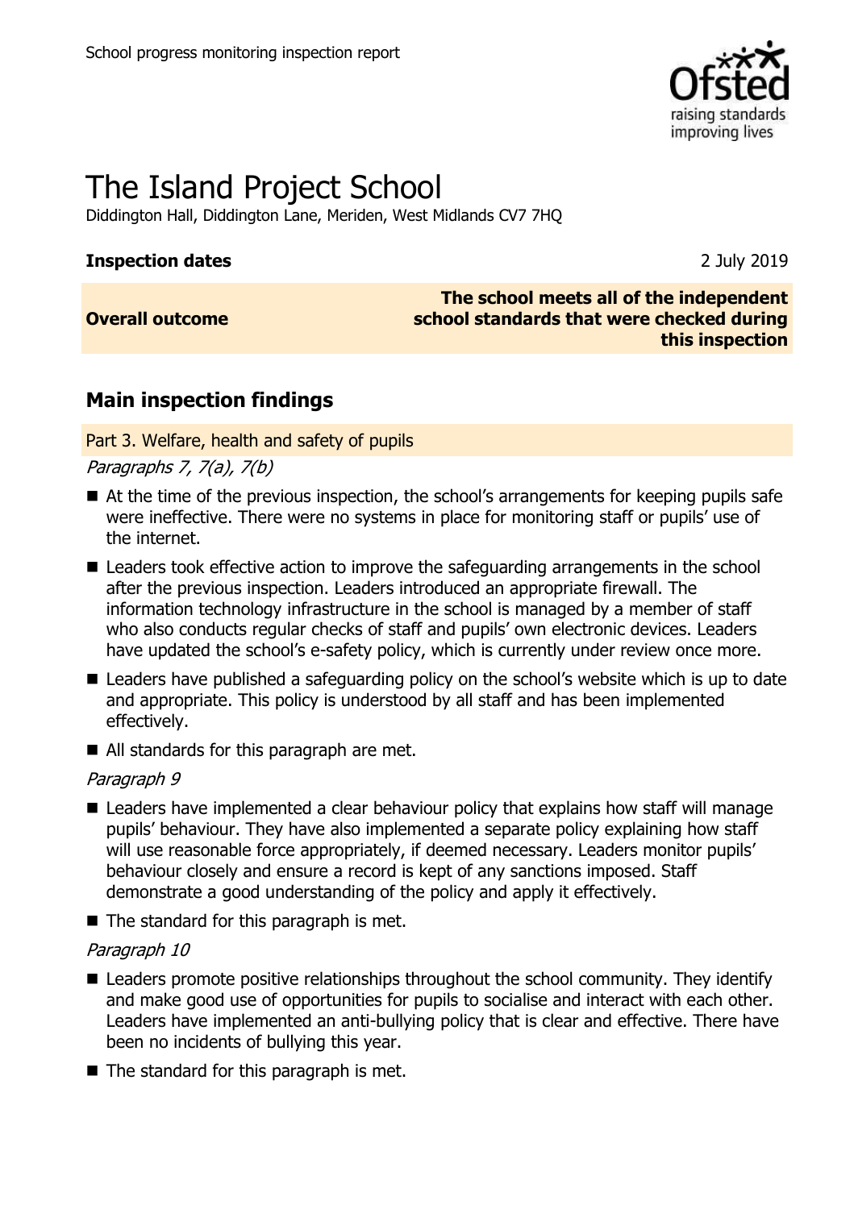School progress monitoring inspection report

# The Island Project School

Diddington Hall, Diddington Lane, Meriden, West Midlands CV7 7HQ

| | |
|---|---|
| **Inspection dates** | 2 July 2019 |
| **Overall outcome** | **The school meets all of the independent school standards that were checked during this inspection** |

## Main inspection findings

### Part 3. Welfare, health and safety of pupils

*Paragraphs 7, 7(a), 7(b)*

- At the time of the previous inspection, the school's arrangements for keeping pupils safe were ineffective. There were no systems in place for monitoring staff or pupils' use of the internet.
- Leaders took effective action to improve the safeguarding arrangements in the school after the previous inspection. Leaders introduced an appropriate firewall. The information technology infrastructure in the school is managed by a member of staff who also conducts regular checks of staff and pupils' own electronic devices. Leaders have updated the school's e-safety policy, which is currently under review once more.
- Leaders have published a safeguarding policy on the school's website which is up to date and appropriate. This policy is understood by all staff and has been implemented effectively.
- All standards for this paragraph are met.

*Paragraph 9*

- Leaders have implemented a clear behaviour policy that explains how staff will manage pupils' behaviour. They have also implemented a separate policy explaining how staff will use reasonable force appropriately, if deemed necessary. Leaders monitor pupils' behaviour closely and ensure a record is kept of any sanctions imposed. Staff demonstrate a good understanding of the policy and apply it effectively.
- The standard for this paragraph is met.

*Paragraph 10*

- Leaders promote positive relationships throughout the school community. They identify and make good use of opportunities for pupils to socialise and interact with each other. Leaders have implemented an anti-bullying policy that is clear and effective. There have been no incidents of bullying this year.
- The standard for this paragraph is met.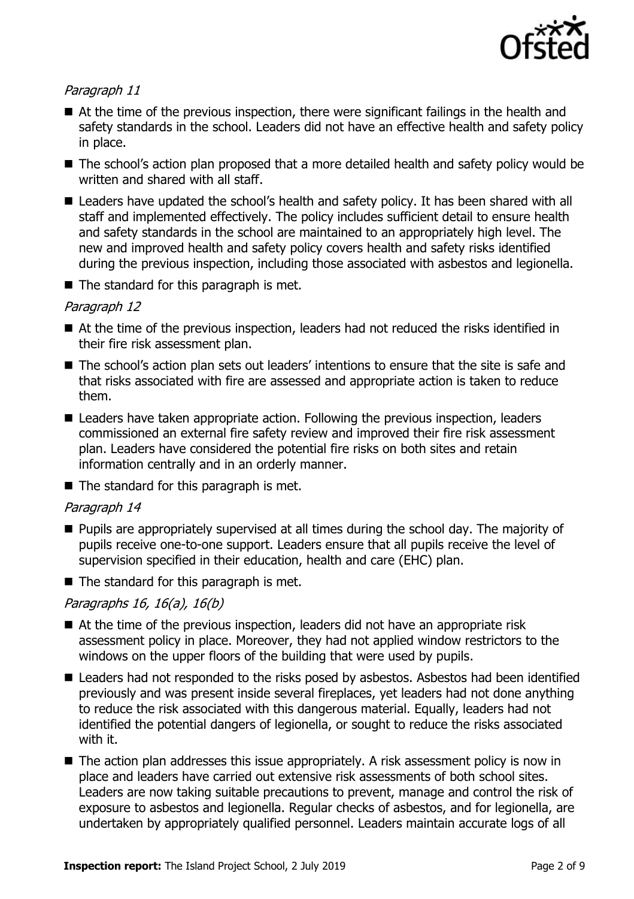*Paragraph 11*

- At the time of the previous inspection, there were significant failings in the health and safety standards in the school. Leaders did not have an effective health and safety policy in place.
- The school's action plan proposed that a more detailed health and safety policy would be written and shared with all staff.
- Leaders have updated the school's health and safety policy. It has been shared with all staff and implemented effectively. The policy includes sufficient detail to ensure health and safety standards in the school are maintained to an appropriately high level. The new and improved health and safety policy covers health and safety risks identified during the previous inspection, including those associated with asbestos and legionella.
- The standard for this paragraph is met.

*Paragraph 12*

- At the time of the previous inspection, leaders had not reduced the risks identified in their fire risk assessment plan.
- The school's action plan sets out leaders' intentions to ensure that the site is safe and that risks associated with fire are assessed and appropriate action is taken to reduce them.
- Leaders have taken appropriate action. Following the previous inspection, leaders commissioned an external fire safety review and improved their fire risk assessment plan. Leaders have considered the potential fire risks on both sites and retain information centrally and in an orderly manner.
- The standard for this paragraph is met.

*Paragraph 14*

- Pupils are appropriately supervised at all times during the school day. The majority of pupils receive one-to-one support. Leaders ensure that all pupils receive the level of supervision specified in their education, health and care (EHC) plan.
- The standard for this paragraph is met.

*Paragraphs 16, 16(a), 16(b)*

- At the time of the previous inspection, leaders did not have an appropriate risk assessment policy in place. Moreover, they had not applied window restrictors to the windows on the upper floors of the building that were used by pupils.
- Leaders had not responded to the risks posed by asbestos. Asbestos had been identified previously and was present inside several fireplaces, yet leaders had not done anything to reduce the risk associated with this dangerous material. Equally, leaders had not identified the potential dangers of legionella, or sought to reduce the risks associated with it.
- The action plan addresses this issue appropriately. A risk assessment policy is now in place and leaders have carried out extensive risk assessments of both school sites. Leaders are now taking suitable precautions to prevent, manage and control the risk of exposure to asbestos and legionella. Regular checks of asbestos, and for legionella, are undertaken by appropriately qualified personnel. Leaders maintain accurate logs of all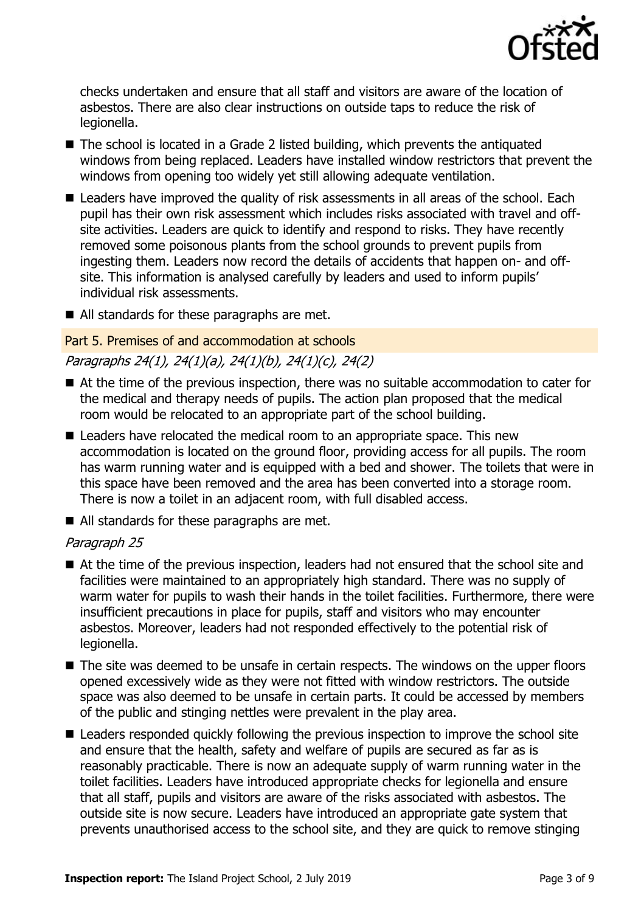checks undertaken and ensure that all staff and visitors are aware of the location of asbestos. There are also clear instructions on outside taps to reduce the risk of legionella.

- The school is located in a Grade 2 listed building, which prevents the antiquated windows from being replaced. Leaders have installed window restrictors that prevent the windows from opening too widely yet still allowing adequate ventilation.
- Leaders have improved the quality of risk assessments in all areas of the school. Each pupil has their own risk assessment which includes risks associated with travel and off-site activities. Leaders are quick to identify and respond to risks. They have recently removed some poisonous plants from the school grounds to prevent pupils from ingesting them. Leaders now record the details of accidents that happen on- and off-site. This information is analysed carefully by leaders and used to inform pupils' individual risk assessments.
- All standards for these paragraphs are met.

## Part 5. Premises of and accommodation at schools

*Paragraphs 24(1), 24(1)(a), 24(1)(b), 24(1)(c), 24(2)*

- At the time of the previous inspection, there was no suitable accommodation to cater for the medical and therapy needs of pupils. The action plan proposed that the medical room would be relocated to an appropriate part of the school building.
- Leaders have relocated the medical room to an appropriate space. This new accommodation is located on the ground floor, providing access for all pupils. The room has warm running water and is equipped with a bed and shower. The toilets that were in this space have been removed and the area has been converted into a storage room. There is now a toilet in an adjacent room, with full disabled access.
- All standards for these paragraphs are met.

*Paragraph 25*

- At the time of the previous inspection, leaders had not ensured that the school site and facilities were maintained to an appropriately high standard. There was no supply of warm water for pupils to wash their hands in the toilet facilities. Furthermore, there were insufficient precautions in place for pupils, staff and visitors who may encounter asbestos. Moreover, leaders had not responded effectively to the potential risk of legionella.
- The site was deemed to be unsafe in certain respects. The windows on the upper floors opened excessively wide as they were not fitted with window restrictors. The outside space was also deemed to be unsafe in certain parts. It could be accessed by members of the public and stinging nettles were prevalent in the play area.
- Leaders responded quickly following the previous inspection to improve the school site and ensure that the health, safety and welfare of pupils are secured as far as is reasonably practicable. There is now an adequate supply of warm running water in the toilet facilities. Leaders have introduced appropriate checks for legionella and ensure that all staff, pupils and visitors are aware of the risks associated with asbestos. The outside site is now secure. Leaders have introduced an appropriate gate system that prevents unauthorised access to the school site, and they are quick to remove stinging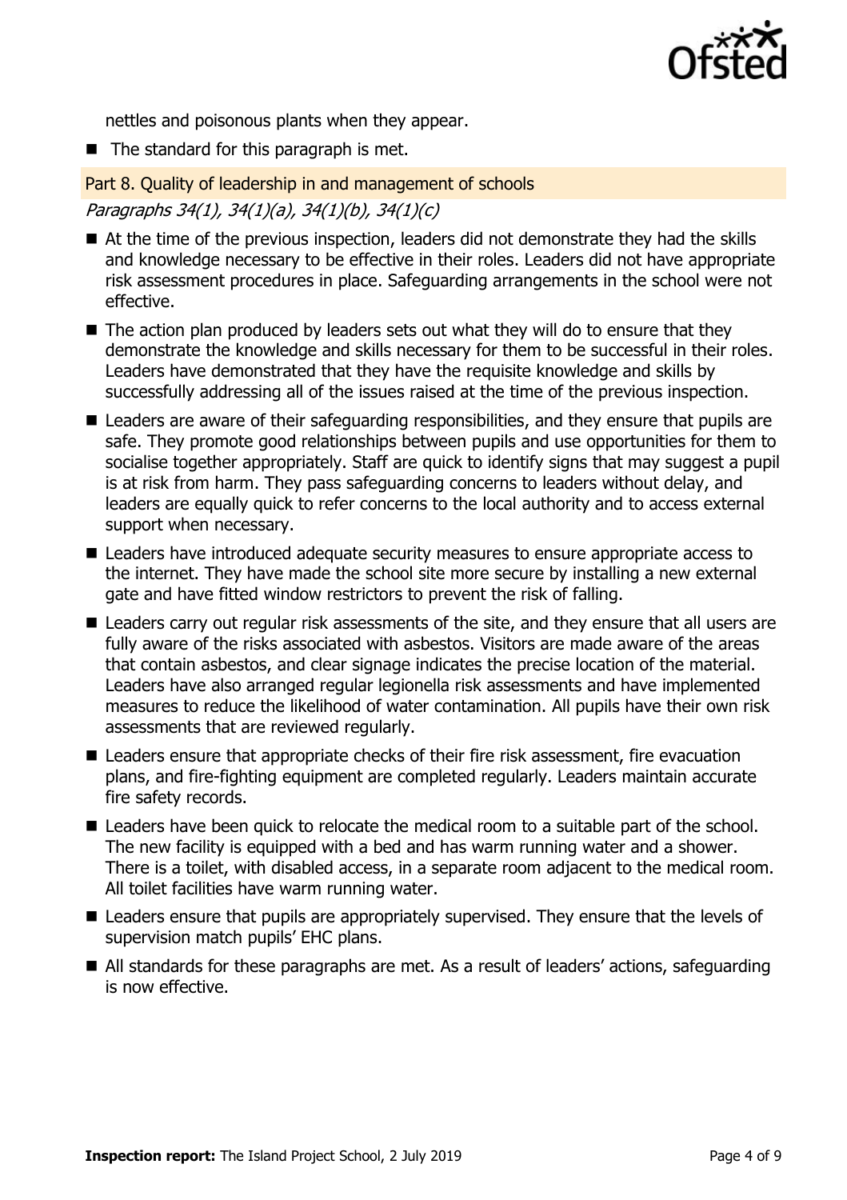nettles and poisonous plants when they appear.

- The standard for this paragraph is met.

## Part 8. Quality of leadership in and management of schools

*Paragraphs 34(1), 34(1)(a), 34(1)(b), 34(1)(c)*

- At the time of the previous inspection, leaders did not demonstrate they had the skills and knowledge necessary to be effective in their roles. Leaders did not have appropriate risk assessment procedures in place. Safeguarding arrangements in the school were not effective.
- The action plan produced by leaders sets out what they will do to ensure that they demonstrate the knowledge and skills necessary for them to be successful in their roles. Leaders have demonstrated that they have the requisite knowledge and skills by successfully addressing all of the issues raised at the time of the previous inspection.
- Leaders are aware of their safeguarding responsibilities, and they ensure that pupils are safe. They promote good relationships between pupils and use opportunities for them to socialise together appropriately. Staff are quick to identify signs that may suggest a pupil is at risk from harm. They pass safeguarding concerns to leaders without delay, and leaders are equally quick to refer concerns to the local authority and to access external support when necessary.
- Leaders have introduced adequate security measures to ensure appropriate access to the internet. They have made the school site more secure by installing a new external gate and have fitted window restrictors to prevent the risk of falling.
- Leaders carry out regular risk assessments of the site, and they ensure that all users are fully aware of the risks associated with asbestos. Visitors are made aware of the areas that contain asbestos, and clear signage indicates the precise location of the material. Leaders have also arranged regular legionella risk assessments and have implemented measures to reduce the likelihood of water contamination. All pupils have their own risk assessments that are reviewed regularly.
- Leaders ensure that appropriate checks of their fire risk assessment, fire evacuation plans, and fire-fighting equipment are completed regularly. Leaders maintain accurate fire safety records.
- Leaders have been quick to relocate the medical room to a suitable part of the school. The new facility is equipped with a bed and has warm running water and a shower. There is a toilet, with disabled access, in a separate room adjacent to the medical room. All toilet facilities have warm running water.
- Leaders ensure that pupils are appropriately supervised. They ensure that the levels of supervision match pupils' EHC plans.
- All standards for these paragraphs are met. As a result of leaders' actions, safeguarding is now effective.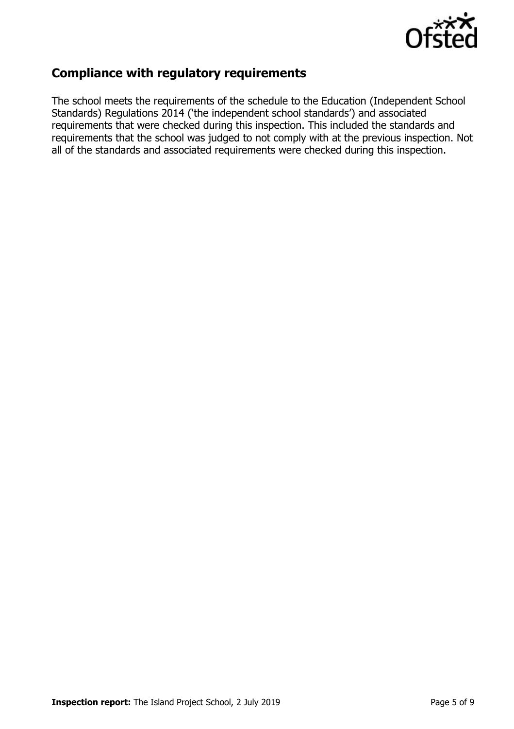## Compliance with regulatory requirements

The school meets the requirements of the schedule to the Education (Independent School Standards) Regulations 2014 ('the independent school standards') and associated requirements that were checked during this inspection. This included the standards and requirements that the school was judged to not comply with at the previous inspection. Not all of the standards and associated requirements were checked during this inspection.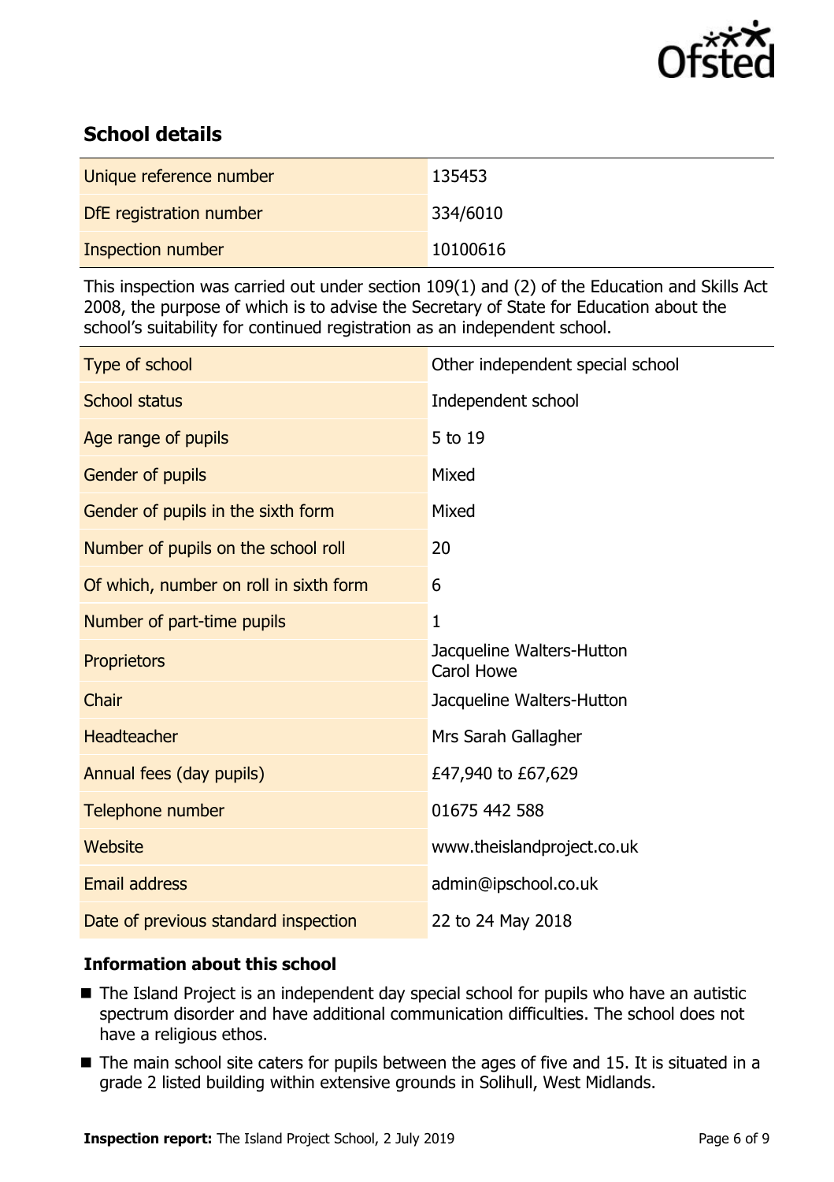## School details

| | |
|---|---|
| Unique reference number | 135453 |
| DfE registration number | 334/6010 |
| Inspection number | 10100616 |

This inspection was carried out under section 109(1) and (2) of the Education and Skills Act 2008, the purpose of which is to advise the Secretary of State for Education about the school's suitability for continued registration as an independent school.

| | |
|---|---|
| Type of school | Other independent special school |
| School status | Independent school |
| Age range of pupils | 5 to 19 |
| Gender of pupils | Mixed |
| Gender of pupils in the sixth form | Mixed |
| Number of pupils on the school roll | 20 |
| Of which, number on roll in sixth form | 6 |
| Number of part-time pupils | 1 |
| Proprietors | Jacqueline Walters-Hutton<br>Carol Howe |
| Chair | Jacqueline Walters-Hutton |
| Headteacher | Mrs Sarah Gallagher |
| Annual fees (day pupils) | £47,940 to £67,629 |
| Telephone number | 01675 442 588 |
| Website | www.theislandproject.co.uk |
| Email address | admin@ipschool.co.uk |
| Date of previous standard inspection | 22 to 24 May 2018 |

### Information about this school

- The Island Project is an independent day special school for pupils who have an autistic spectrum disorder and have additional communication difficulties. The school does not have a religious ethos.
- The main school site caters for pupils between the ages of five and 15. It is situated in a grade 2 listed building within extensive grounds in Solihull, West Midlands.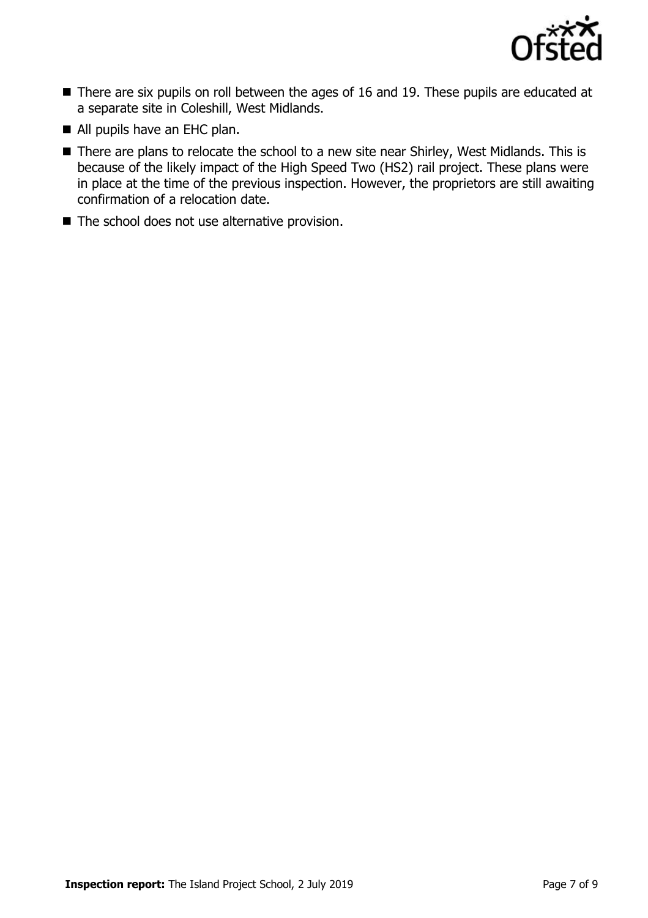- There are six pupils on roll between the ages of 16 and 19. These pupils are educated at a separate site in Coleshill, West Midlands.
- All pupils have an EHC plan.
- There are plans to relocate the school to a new site near Shirley, West Midlands. This is because of the likely impact of the High Speed Two (HS2) rail project. These plans were in place at the time of the previous inspection. However, the proprietors are still awaiting confirmation of a relocation date.
- The school does not use alternative provision.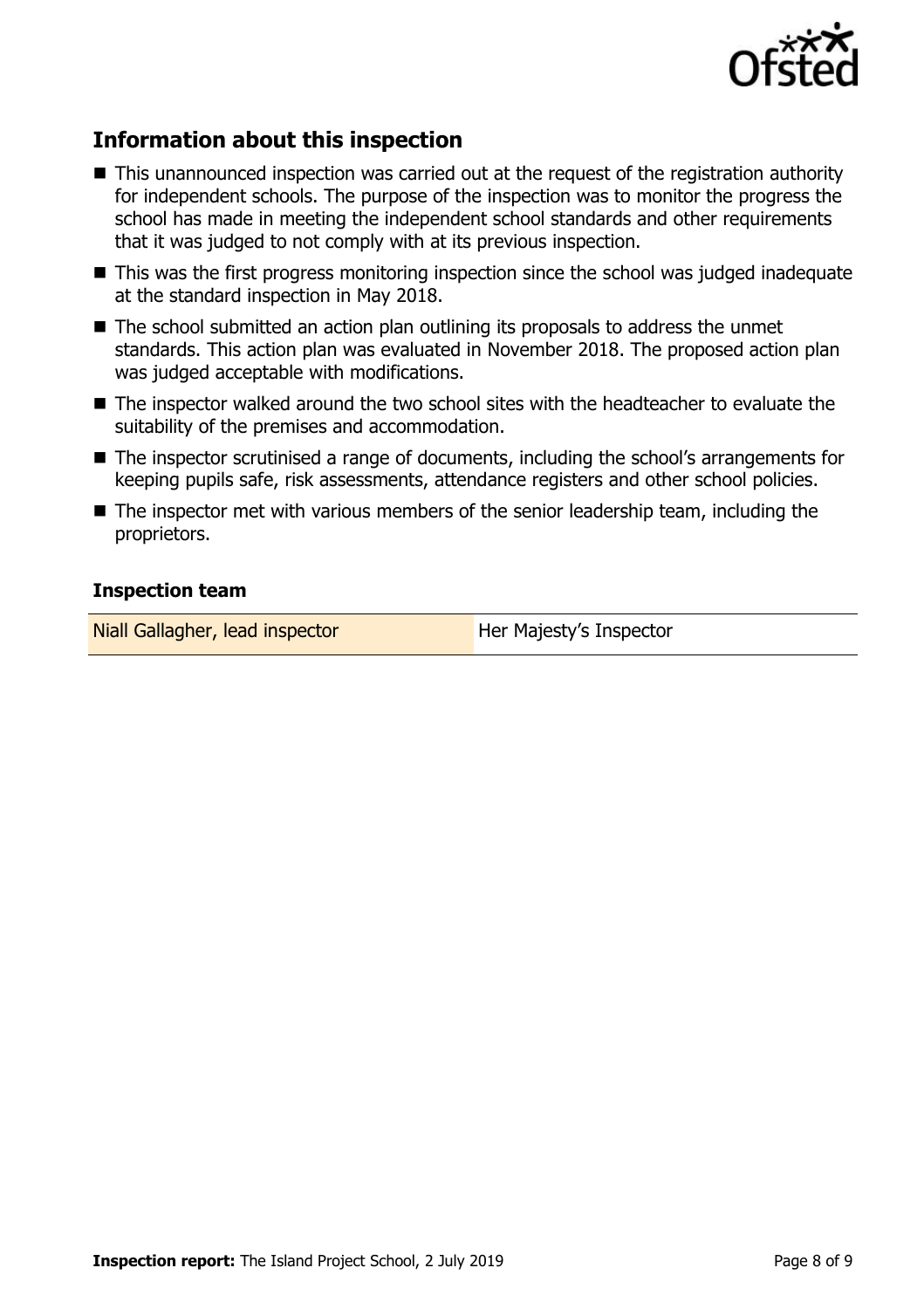## Information about this inspection

- This unannounced inspection was carried out at the request of the registration authority for independent schools. The purpose of the inspection was to monitor the progress the school has made in meeting the independent school standards and other requirements that it was judged to not comply with at its previous inspection.
- This was the first progress monitoring inspection since the school was judged inadequate at the standard inspection in May 2018.
- The school submitted an action plan outlining its proposals to address the unmet standards. This action plan was evaluated in November 2018. The proposed action plan was judged acceptable with modifications.
- The inspector walked around the two school sites with the headteacher to evaluate the suitability of the premises and accommodation.
- The inspector scrutinised a range of documents, including the school's arrangements for keeping pupils safe, risk assessments, attendance registers and other school policies.
- The inspector met with various members of the senior leadership team, including the proprietors.

### Inspection team

| | |
|---|---|
| Niall Gallagher, lead inspector | Her Majesty's Inspector |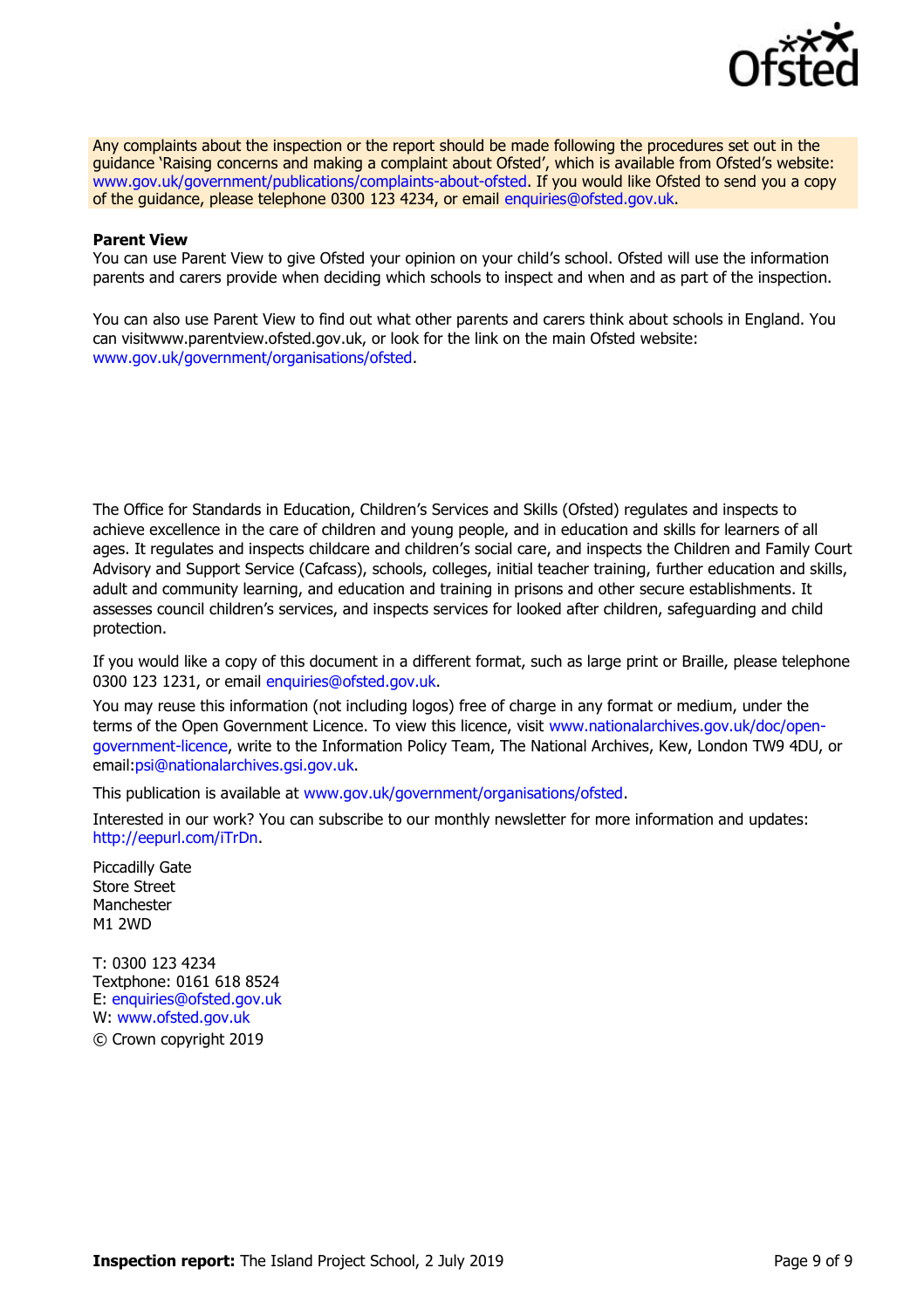Any complaints about the inspection or the report should be made following the procedures set out in the guidance 'Raising concerns and making a complaint about Ofsted', which is available from Ofsted's website: www.gov.uk/government/publications/complaints-about-ofsted. If you would like Ofsted to send you a copy of the guidance, please telephone 0300 123 4234, or email enquiries@ofsted.gov.uk.

**Parent View**

You can use Parent View to give Ofsted your opinion on your child's school. Ofsted will use the information parents and carers provide when deciding which schools to inspect and when and as part of the inspection.

You can also use Parent View to find out what other parents and carers think about schools in England. You can visitwww.parentview.ofsted.gov.uk, or look for the link on the main Ofsted website: www.gov.uk/government/organisations/ofsted.

The Office for Standards in Education, Children's Services and Skills (Ofsted) regulates and inspects to achieve excellence in the care of children and young people, and in education and skills for learners of all ages. It regulates and inspects childcare and children's social care, and inspects the Children and Family Court Advisory and Support Service (Cafcass), schools, colleges, initial teacher training, further education and skills, adult and community learning, and education and training in prisons and other secure establishments. It assesses council children's services, and inspects services for looked after children, safeguarding and child protection.

If you would like a copy of this document in a different format, such as large print or Braille, please telephone 0300 123 1231, or email enquiries@ofsted.gov.uk.

You may reuse this information (not including logos) free of charge in any format or medium, under the terms of the Open Government Licence. To view this licence, visit www.nationalarchives.gov.uk/doc/open-government-licence, write to the Information Policy Team, The National Archives, Kew, London TW9 4DU, or email:psi@nationalarchives.gsi.gov.uk.

This publication is available at www.gov.uk/government/organisations/ofsted.

Interested in our work? You can subscribe to our monthly newsletter for more information and updates: http://eepurl.com/iTrDn.

Piccadilly Gate
Store Street
Manchester
M1 2WD

T: 0300 123 4234
Textphone: 0161 618 8524
E: enquiries@ofsted.gov.uk
W: www.ofsted.gov.uk
© Crown copyright 2019